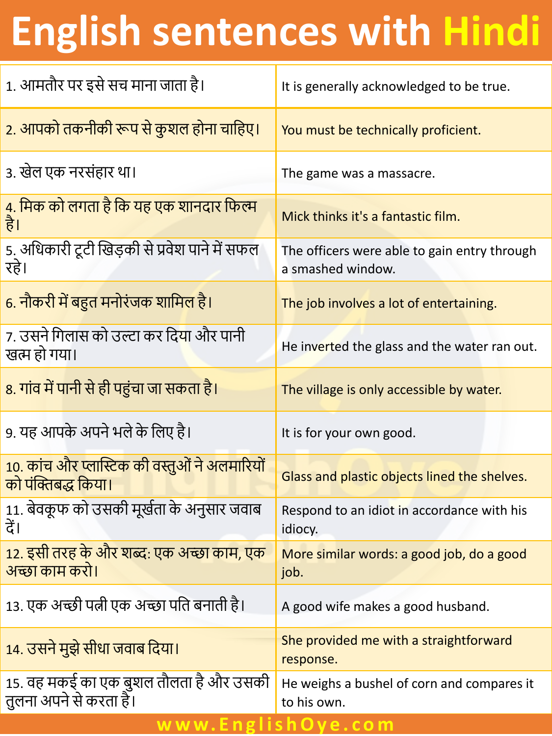# English sentences with Hindi

| | |
|---|---|
| 1. आमतौर पर इसे सच माना जाता है। | It is generally acknowledged to be true. |
| 2. आपको तकनीकी रूप से कुशल होना चाहिए। | You must be technically proficient. |
| 3. खेल एक नरसंहार था। | The game was a massacre. |
| 4. मिक को लगता है कि यह एक शानदार फिल्म है। | Mick thinks it's a fantastic film. |
| 5. अधिकारी टूटी खिड़की से प्रवेश पाने में सफल रहे। | The officers were able to gain entry through a smashed window. |
| 6. नौकरी में बहुत मनोरंजक शामिल है। | The job involves a lot of entertaining. |
| 7. उसने गिलास को उल्टा कर दिया और पानी खत्म हो गया। | He inverted the glass and the water ran out. |
| 8. गांव में पानी से ही पहुंचा जा सकता है। | The village is only accessible by water. |
| 9. यह आपके अपने भले के लिए है। | It is for your own good. |
| 10. कांच और प्लास्टिक की वस्तुओं ने अलमारियों को पंक्तिबद्ध किया। | Glass and plastic objects lined the shelves. |
| 11. बेवकूफ को उसकी मूर्खता के अनुसार जवाब दें। | Respond to an idiot in accordance with his idiocy. |
| 12. इसी तरह के और शब्द: एक अच्छा काम, एक अच्छा काम करो। | More similar words: a good job, do a good job. |
| 13. एक अच्छी पत्नी एक अच्छा पति बनाती है। | A good wife makes a good husband. |
| 14. उसने मुझे सीधा जवाब दिया। | She provided me with a straightforward response. |
| 15. वह मकई का एक बुशल तौलता है और उसकी तुलना अपने से करता है। | He weighs a bushel of corn and compares it to his own. |

www.EnglishOye.com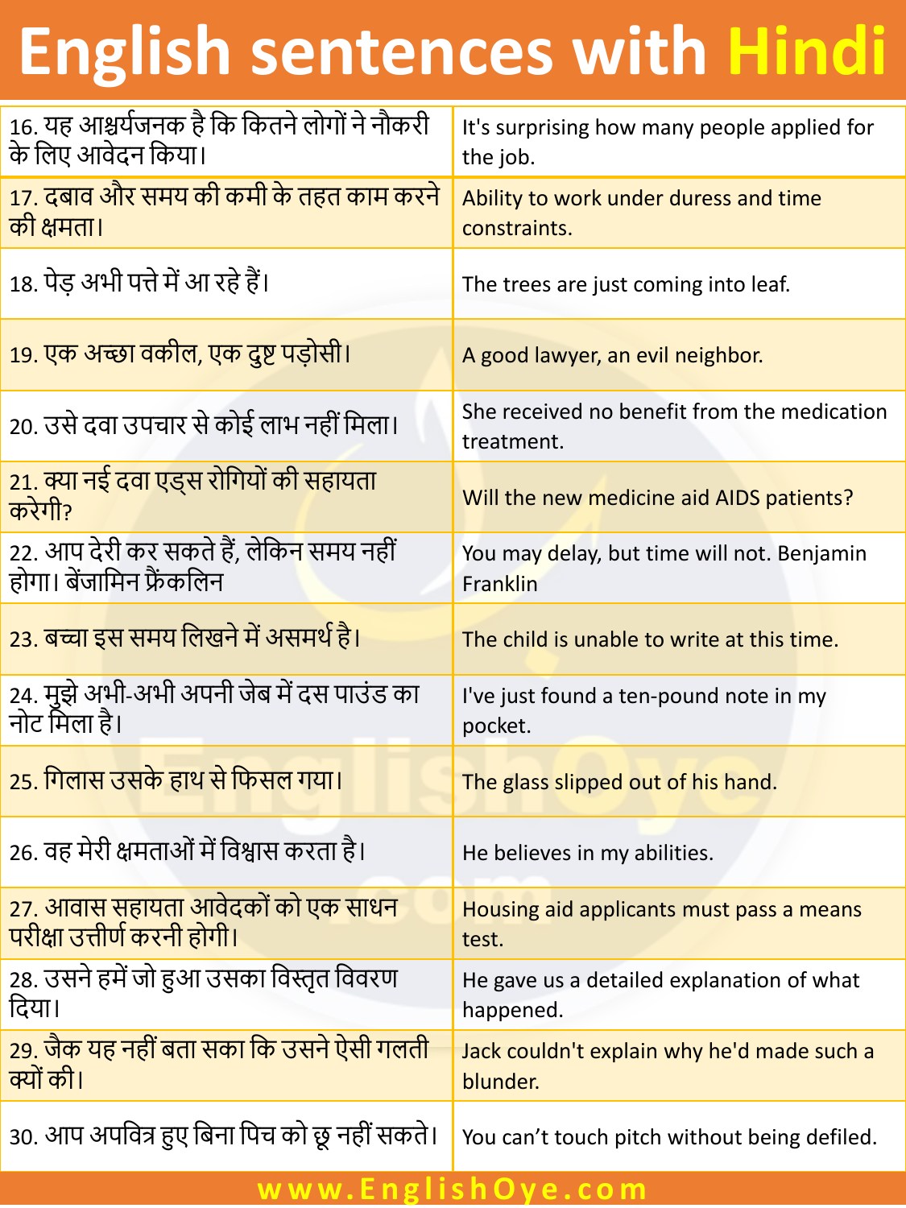# English sentences with Hindi

| Hindi | English |
|---|---|
| 16. यह आश्चर्यजनक है कि कितने लोगों ने नौकरी के लिए आवेदन किया। | It's surprising how many people applied for the job. |
| 17. दबाव और समय की कमी के तहत काम करने की क्षमता। | Ability to work under duress and time constraints. |
| 18. पेड़ अभी पत्ते में आ रहे हैं। | The trees are just coming into leaf. |
| 19. एक अच्छा वकील, एक दुष्ट पड़ोसी। | A good lawyer, an evil neighbor. |
| 20. उसे दवा उपचार से कोई लाभ नहीं मिला। | She received no benefit from the medication treatment. |
| 21. क्या नई दवा एड्स रोगियों की सहायता करेगी? | Will the new medicine aid AIDS patients? |
| 22. आप देरी कर सकते हैं, लेकिन समय नहीं होगा। बेंजामिन फ्रैंकलिन | You may delay, but time will not. Benjamin Franklin |
| 23. बच्चा इस समय लिखने में असमर्थ है। | The child is unable to write at this time. |
| 24. मुझे अभी-अभी अपनी जेब में दस पाउंड का नोट मिला है। | I've just found a ten-pound note in my pocket. |
| 25. गिलास उसके हाथ से फिसल गया। | The glass slipped out of his hand. |
| 26. वह मेरी क्षमताओं में विश्वास करता है। | He believes in my abilities. |
| 27. आवास सहायता आवेदकों को एक साधन परीक्षा उत्तीर्ण करनी होगी। | Housing aid applicants must pass a means test. |
| 28. उसने हमें जो हुआ उसका विस्तृत विवरण दिया। | He gave us a detailed explanation of what happened. |
| 29. जैक यह नहीं बता सका कि उसने ऐसी गलती क्यों की। | Jack couldn't explain why he'd made such a blunder. |
| 30. आप अपवित्र हुए बिना पिच को छू नहीं सकते। | You can't touch pitch without being defiled. |

www.EnglishOye.com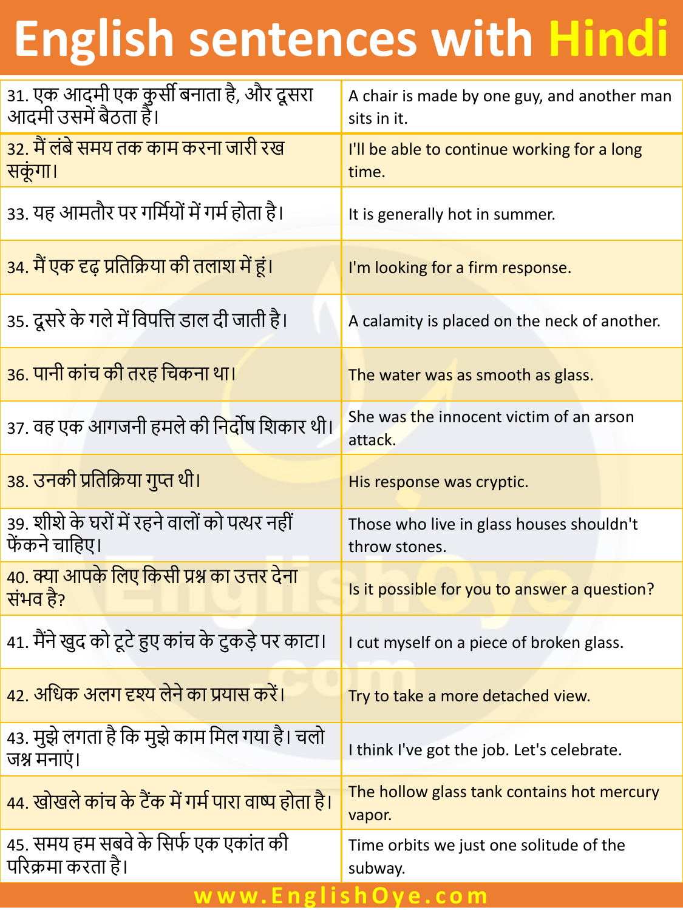# English sentences with Hindi

| | |
|---|---|
| 31. एक आदमी एक कुर्सी बनाता है, और दूसरा आदमी उसमें बैठता है। | A chair is made by one guy, and another man sits in it. |
| 32. मैं लंबे समय तक काम करना जारी रख सकूंगा। | I'll be able to continue working for a long time. |
| 33. यह आमतौर पर गर्मियों में गर्म होता है। | It is generally hot in summer. |
| 34. मैं एक दृढ़ प्रतिक्रिया की तलाश में हूं। | I'm looking for a firm response. |
| 35. दूसरे के गले में विपत्ति डाल दी जाती है। | A calamity is placed on the neck of another. |
| 36. पानी कांच की तरह चिकना था। | The water was as smooth as glass. |
| 37. वह एक आगजनी हमले की निर्दोष शिकार थी। | She was the innocent victim of an arson attack. |
| 38. उनकी प्रतिक्रिया गुप्त थी। | His response was cryptic. |
| 39. शीशे के घरों में रहने वालों को पत्थर नहीं फेंकने चाहिए। | Those who live in glass houses shouldn't throw stones. |
| 40. क्या आपके लिए किसी प्रश्न का उत्तर देना संभव है? | Is it possible for you to answer a question? |
| 41. मैंने खुद को टूटे हुए कांच के टुकड़े पर काटा। | I cut myself on a piece of broken glass. |
| 42. अधिक अलग दृश्य लेने का प्रयास करें। | Try to take a more detached view. |
| 43. मुझे लगता है कि मुझे काम मिल गया है। चलो जश्न मनाएं। | I think I've got the job. Let's celebrate. |
| 44. खोखले कांच के टैंक में गर्म पारा वाष्प होता है। | The hollow glass tank contains hot mercury vapor. |
| 45. समय हम सबवे के सिर्फ एक एकांत की परिक्रमा करता है। | Time orbits we just one solitude of the subway. |

www.EnglishOye.com